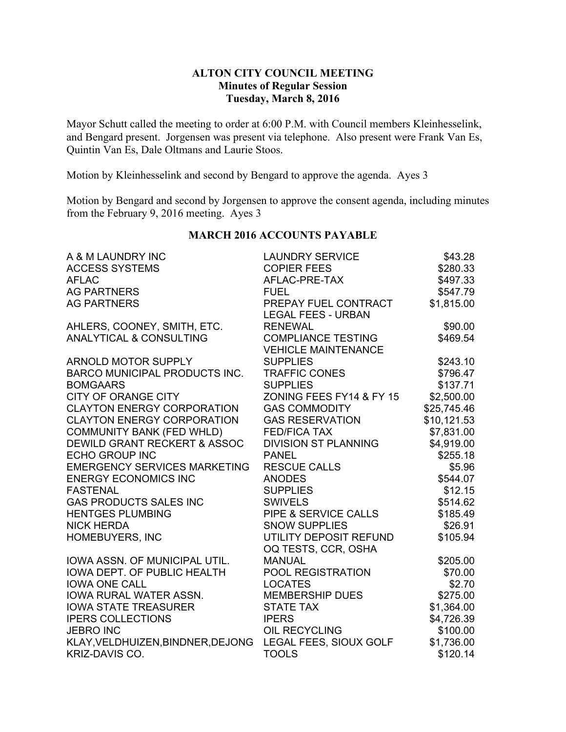**ALTON CITY COUNCIL MEETING**
**Minutes of Regular Session**
**Tuesday, March 8, 2016**

Mayor Schutt called the meeting to order at 6:00 P.M. with Council members Kleinhesselink, and Bengard present. Jorgensen was present via telephone. Also present were Frank Van Es, Quintin Van Es, Dale Oltmans and Laurie Stoos.

Motion by Kleinhesselink and second by Bengard to approve the agenda. Ayes 3

Motion by Bengard and second by Jorgensen to approve the consent agenda, including minutes from the February 9, 2016 meeting. Ayes 3

**MARCH 2016 ACCOUNTS PAYABLE**

| | | |
|---|---|---|
| A & M LAUNDRY INC | LAUNDRY SERVICE | $43.28 |
| ACCESS SYSTEMS | COPIER FEES | $280.33 |
| AFLAC | AFLAC-PRE-TAX | $497.33 |
| AG PARTNERS | FUEL | $547.79 |
| AG PARTNERS | PREPAY FUEL CONTRACT | $1,815.00 |
| AHLERS, COONEY, SMITH, ETC. | LEGAL FEES - URBAN RENEWAL | $90.00 |
| ANALYTICAL & CONSULTING | COMPLIANCE TESTING | $469.54 |
| ARNOLD MOTOR SUPPLY | VEHICLE MAINTENANCE SUPPLIES | $243.10 |
| BARCO MUNICIPAL PRODUCTS INC. | TRAFFIC CONES | $796.47 |
| BOMGAARS | SUPPLIES | $137.71 |
| CITY OF ORANGE CITY | ZONING FEES FY14 & FY 15 | $2,500.00 |
| CLAYTON ENERGY CORPORATION | GAS COMMODITY | $25,745.46 |
| CLAYTON ENERGY CORPORATION | GAS RESERVATION | $10,121.53 |
| COMMUNITY BANK (FED WHLD) | FED/FICA TAX | $7,831.00 |
| DEWILD GRANT RECKERT & ASSOC | DIVISION ST PLANNING | $4,919.00 |
| ECHO GROUP INC | PANEL | $255.18 |
| EMERGENCY SERVICES MARKETING | RESCUE CALLS | $5.96 |
| ENERGY ECONOMICS INC | ANODES | $544.07 |
| FASTENAL | SUPPLIES | $12.15 |
| GAS PRODUCTS SALES INC | SWIVELS | $514.62 |
| HENTGES PLUMBING | PIPE & SERVICE CALLS | $185.49 |
| NICK HERDA | SNOW SUPPLIES | $26.91 |
| HOMEBUYERS, INC | UTILITY DEPOSIT REFUND | $105.94 |
| IOWA ASSN. OF MUNICIPAL UTIL. | OQ TESTS, CCR, OSHA MANUAL | $205.00 |
| IOWA DEPT. OF PUBLIC HEALTH | POOL REGISTRATION | $70.00 |
| IOWA ONE CALL | LOCATES | $2.70 |
| IOWA RURAL WATER ASSN. | MEMBERSHIP DUES | $275.00 |
| IOWA STATE TREASURER | STATE TAX | $1,364.00 |
| IPERS COLLECTIONS | IPERS | $4,726.39 |
| JEBRO INC | OIL RECYCLING | $100.00 |
| KLAY,VELDHUIZEN,BINDNER,DEJONG | LEGAL FEES, SIOUX GOLF | $1,736.00 |
| KRIZ-DAVIS CO. | TOOLS | $120.14 |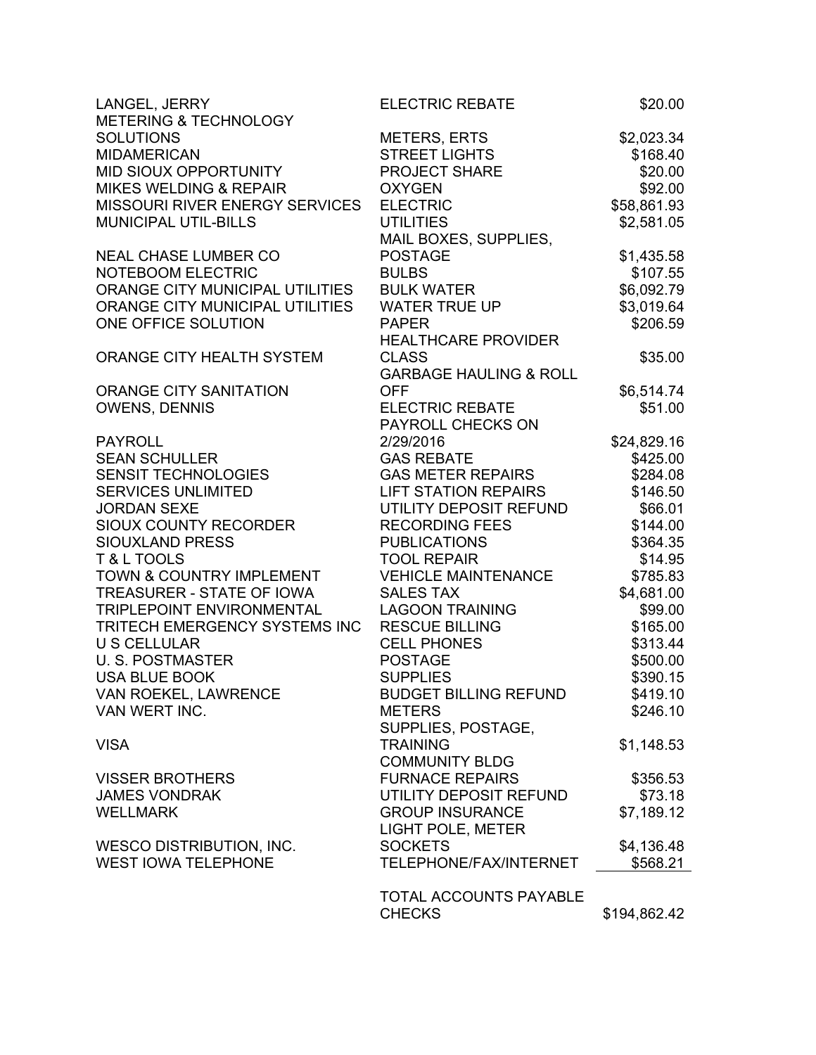| | | |
|---|---|---|
| LANGEL, JERRY | ELECTRIC REBATE | $20.00 |
| METERING & TECHNOLOGY SOLUTIONS | METERS, ERTS | $2,023.34 |
| MIDAMERICAN | STREET LIGHTS | $168.40 |
| MID SIOUX OPPORTUNITY | PROJECT SHARE | $20.00 |
| MIKES WELDING & REPAIR | OXYGEN | $92.00 |
| MISSOURI RIVER ENERGY SERVICES | ELECTRIC | $58,861.93 |
| MUNICIPAL UTIL-BILLS | UTILITIES | $2,581.05 |
| NEAL CHASE LUMBER CO | MAIL BOXES, SUPPLIES, POSTAGE | $1,435.58 |
| NOTEBOOM ELECTRIC | BULBS | $107.55 |
| ORANGE CITY MUNICIPAL UTILITIES | BULK WATER | $6,092.79 |
| ORANGE CITY MUNICIPAL UTILITIES | WATER TRUE UP | $3,019.64 |
| ONE OFFICE SOLUTION | PAPER | $206.59 |
| ORANGE CITY HEALTH SYSTEM | HEALTHCARE PROVIDER CLASS | $35.00 |
| ORANGE CITY SANITATION | GARBAGE HAULING & ROLL OFF | $6,514.74 |
| OWENS, DENNIS | ELECTRIC REBATE | $51.00 |
| PAYROLL | PAYROLL CHECKS ON 2/29/2016 | $24,829.16 |
| SEAN SCHULLER | GAS REBATE | $425.00 |
| SENSIT TECHNOLOGIES | GAS METER REPAIRS | $284.08 |
| SERVICES UNLIMITED | LIFT STATION REPAIRS | $146.50 |
| JORDAN SEXE | UTILITY DEPOSIT REFUND | $66.01 |
| SIOUX COUNTY RECORDER | RECORDING FEES | $144.00 |
| SIOUXLAND PRESS | PUBLICATIONS | $364.35 |
| T & L TOOLS | TOOL REPAIR | $14.95 |
| TOWN & COUNTRY IMPLEMENT | VEHICLE MAINTENANCE | $785.83 |
| TREASURER - STATE OF IOWA | SALES TAX | $4,681.00 |
| TRIPLEPOINT ENVIRONMENTAL | LAGOON TRAINING | $99.00 |
| TRITECH EMERGENCY SYSTEMS INC | RESCUE BILLING | $165.00 |
| U S CELLULAR | CELL PHONES | $313.44 |
| U. S. POSTMASTER | POSTAGE | $500.00 |
| USA BLUE BOOK | SUPPLIES | $390.15 |
| VAN ROEKEL, LAWRENCE | BUDGET BILLING REFUND | $419.10 |
| VAN WERT INC. | METERS | $246.10 |
| VISA | SUPPLIES, POSTAGE, TRAINING | $1,148.53 |
| VISSER BROTHERS | COMMUNITY BLDG FURNACE REPAIRS | $356.53 |
| JAMES VONDRAK | UTILITY DEPOSIT REFUND | $73.18 |
| WELLMARK | GROUP INSURANCE | $7,189.12 |
| WESCO DISTRIBUTION, INC. | LIGHT POLE, METER SOCKETS | $4,136.48 |
| WEST IOWA TELEPHONE | TELEPHONE/FAX/INTERNET | $568.21 |
| | TOTAL ACCOUNTS PAYABLE CHECKS | $194,862.42 |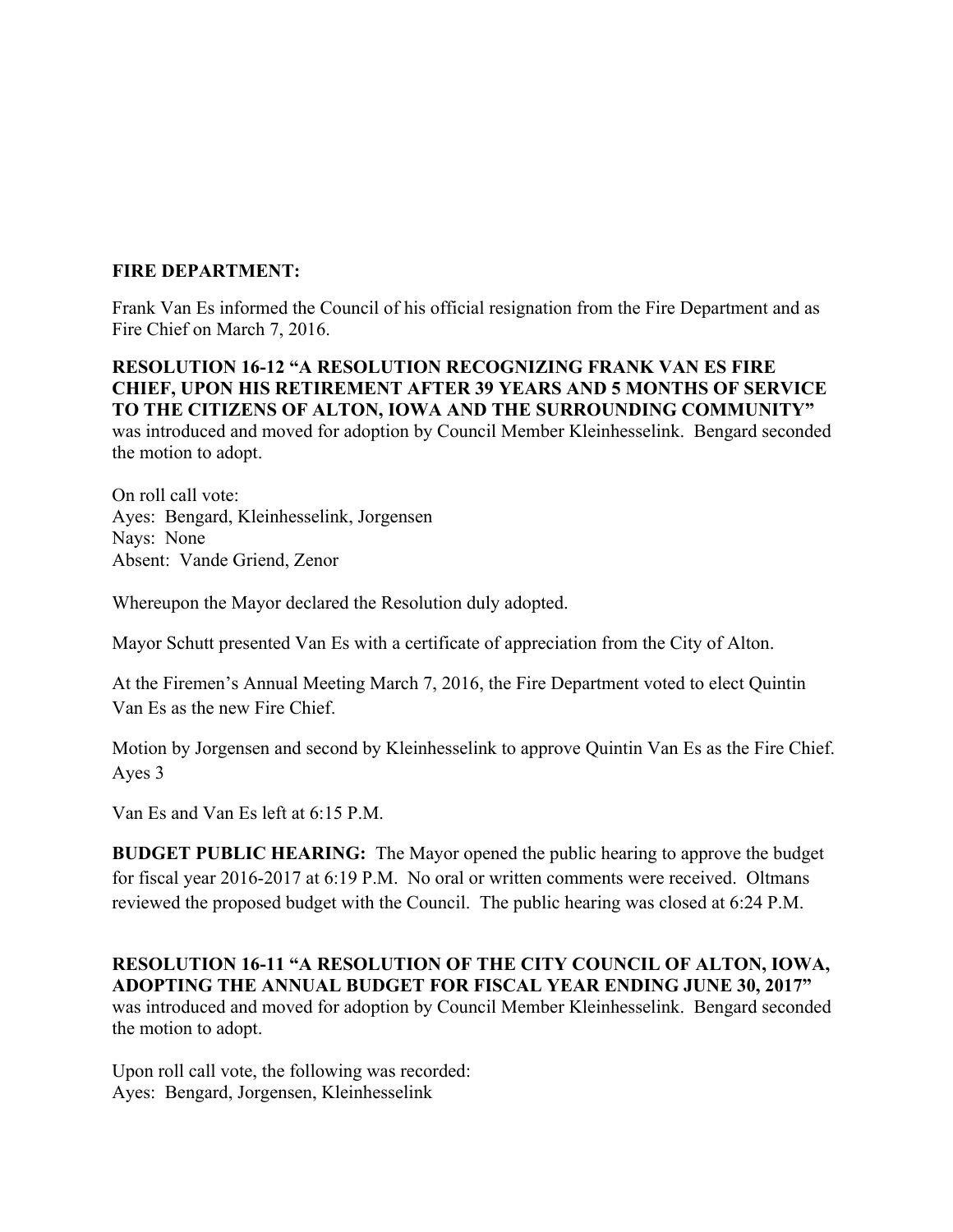**FIRE DEPARTMENT:**

Frank Van Es informed the Council of his official resignation from the Fire Department and as Fire Chief on March 7, 2016.

**RESOLUTION 16-12 "A RESOLUTION RECOGNIZING FRANK VAN ES FIRE CHIEF, UPON HIS RETIREMENT AFTER 39 YEARS AND 5 MONTHS OF SERVICE TO THE CITIZENS OF ALTON, IOWA AND THE SURROUNDING COMMUNITY"** was introduced and moved for adoption by Council Member Kleinhesselink. Bengard seconded the motion to adopt.

On roll call vote:
Ayes: Bengard, Kleinhesselink, Jorgensen
Nays: None
Absent: Vande Griend, Zenor

Whereupon the Mayor declared the Resolution duly adopted.

Mayor Schutt presented Van Es with a certificate of appreciation from the City of Alton.

At the Firemen's Annual Meeting March 7, 2016, the Fire Department voted to elect Quintin Van Es as the new Fire Chief.

Motion by Jorgensen and second by Kleinhesselink to approve Quintin Van Es as the Fire Chief. Ayes 3

Van Es and Van Es left at 6:15 P.M.

**BUDGET PUBLIC HEARING:** The Mayor opened the public hearing to approve the budget for fiscal year 2016-2017 at 6:19 P.M. No oral or written comments were received. Oltmans reviewed the proposed budget with the Council. The public hearing was closed at 6:24 P.M.

**RESOLUTION 16-11 "A RESOLUTION OF THE CITY COUNCIL OF ALTON, IOWA, ADOPTING THE ANNUAL BUDGET FOR FISCAL YEAR ENDING JUNE 30, 2017"** was introduced and moved for adoption by Council Member Kleinhesselink. Bengard seconded the motion to adopt.

Upon roll call vote, the following was recorded:
Ayes: Bengard, Jorgensen, Kleinhesselink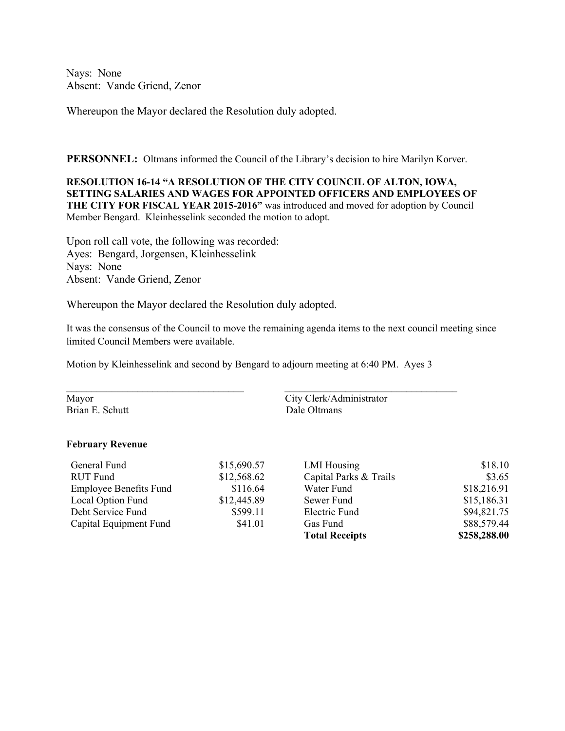Nays: None
Absent: Vande Griend, Zenor

Whereupon the Mayor declared the Resolution duly adopted.

**PERSONNEL:** Oltmans informed the Council of the Library's decision to hire Marilyn Korver.

**RESOLUTION 16-14 "A RESOLUTION OF THE CITY COUNCIL OF ALTON, IOWA, SETTING SALARIES AND WAGES FOR APPOINTED OFFICERS AND EMPLOYEES OF THE CITY FOR FISCAL YEAR 2015-2016"** was introduced and moved for adoption by Council Member Bengard. Kleinhesselink seconded the motion to adopt.

Upon roll call vote, the following was recorded:
Ayes: Bengard, Jorgensen, Kleinhesselink
Nays: None
Absent: Vande Griend, Zenor

Whereupon the Mayor declared the Resolution duly adopted.

It was the consensus of the Council to move the remaining agenda items to the next council meeting since limited Council Members were available.

Motion by Kleinhesselink and second by Bengard to adjourn meeting at 6:40 PM. Ayes 3

\_\_\_\_\_\_\_\_\_\_\_\_\_\_\_\_\_\_\_\_\_\_\_\_\_\_\_\_\_\_\_\_\_\_\_ \_\_\_\_\_\_\_\_\_\_\_\_\_\_\_\_\_\_\_\_\_\_\_\_\_\_\_\_\_\_\_\_\_\_\_

Mayor
Brian E. Schutt

City Clerk/Administrator
Dale Oltmans

**February Revenue**

| | | | |
|---|---|---|---|
| General Fund | $15,690.57 | LMI Housing | $18.10 |
| RUT Fund | $12,568.62 | Capital Parks & Trails | $3.65 |
| Employee Benefits Fund | $116.64 | Water Fund | $18,216.91 |
| Local Option Fund | $12,445.89 | Sewer Fund | $15,186.31 |
| Debt Service Fund | $599.11 | Electric Fund | $94,821.75 |
| Capital Equipment Fund | $41.01 | Gas Fund | $88,579.44 |
| | | **Total Receipts** | **$258,288.00** |